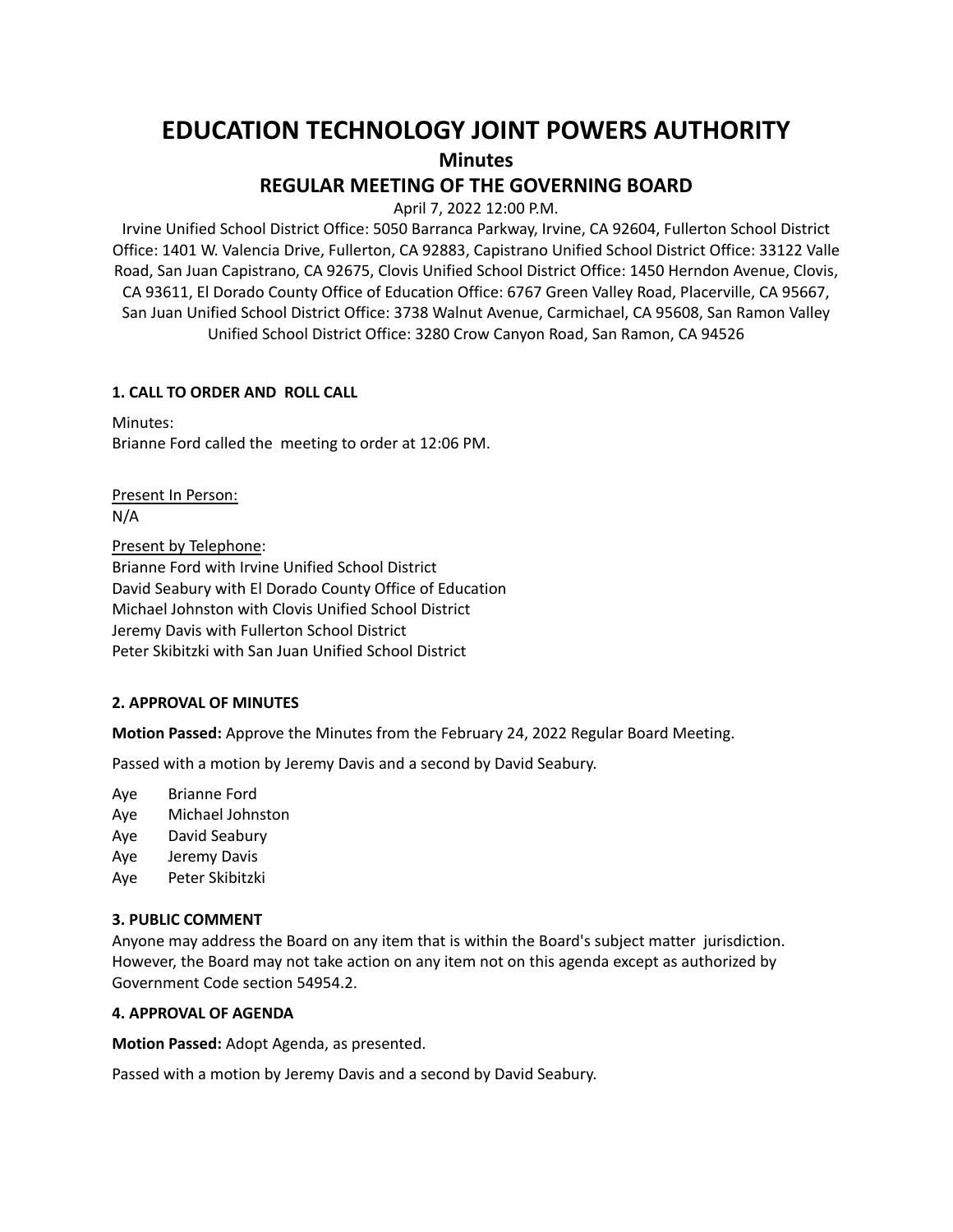# EDUCATION TECHNOLOGY JOINT POWERS AUTHORITY

## Minutes

## REGULAR MEETING OF THE GOVERNING BOARD

April 7, 2022 12:00 P.M.

Irvine Unified School District Office: 5050 Barranca Parkway, Irvine, CA 92604, Fullerton School District Office: 1401 W. Valencia Drive, Fullerton, CA 92883, Capistrano Unified School District Office: 33122 Valle Road, San Juan Capistrano, CA 92675, Clovis Unified School District Office: 1450 Herndon Avenue, Clovis, CA 93611, El Dorado County Office of Education Office: 6767 Green Valley Road, Placerville, CA 95667, San Juan Unified School District Office: 3738 Walnut Avenue, Carmichael, CA 95608, San Ramon Valley Unified School District Office: 3280 Crow Canyon Road, San Ramon, CA 94526

### 1. CALL TO ORDER AND ROLL CALL

Minutes:
Brianne Ford called the meeting to order at 12:06 PM.

Present In Person:
N/A

Present by Telephone:
Brianne Ford with Irvine Unified School District
David Seabury with El Dorado County Office of Education
Michael Johnston with Clovis Unified School District
Jeremy Davis with Fullerton School District
Peter Skibitzki with San Juan Unified School District

### 2. APPROVAL OF MINUTES

**Motion Passed:** Approve the Minutes from the February 24, 2022 Regular Board Meeting.

Passed with a motion by Jeremy Davis and a second by David Seabury.

Aye Brianne Ford
Aye Michael Johnston
Aye David Seabury
Aye Jeremy Davis
Aye Peter Skibitzki

### 3. PUBLIC COMMENT

Anyone may address the Board on any item that is within the Board's subject matter jurisdiction. However, the Board may not take action on any item not on this agenda except as authorized by Government Code section 54954.2.

### 4. APPROVAL OF AGENDA

**Motion Passed:** Adopt Agenda, as presented.

Passed with a motion by Jeremy Davis and a second by David Seabury.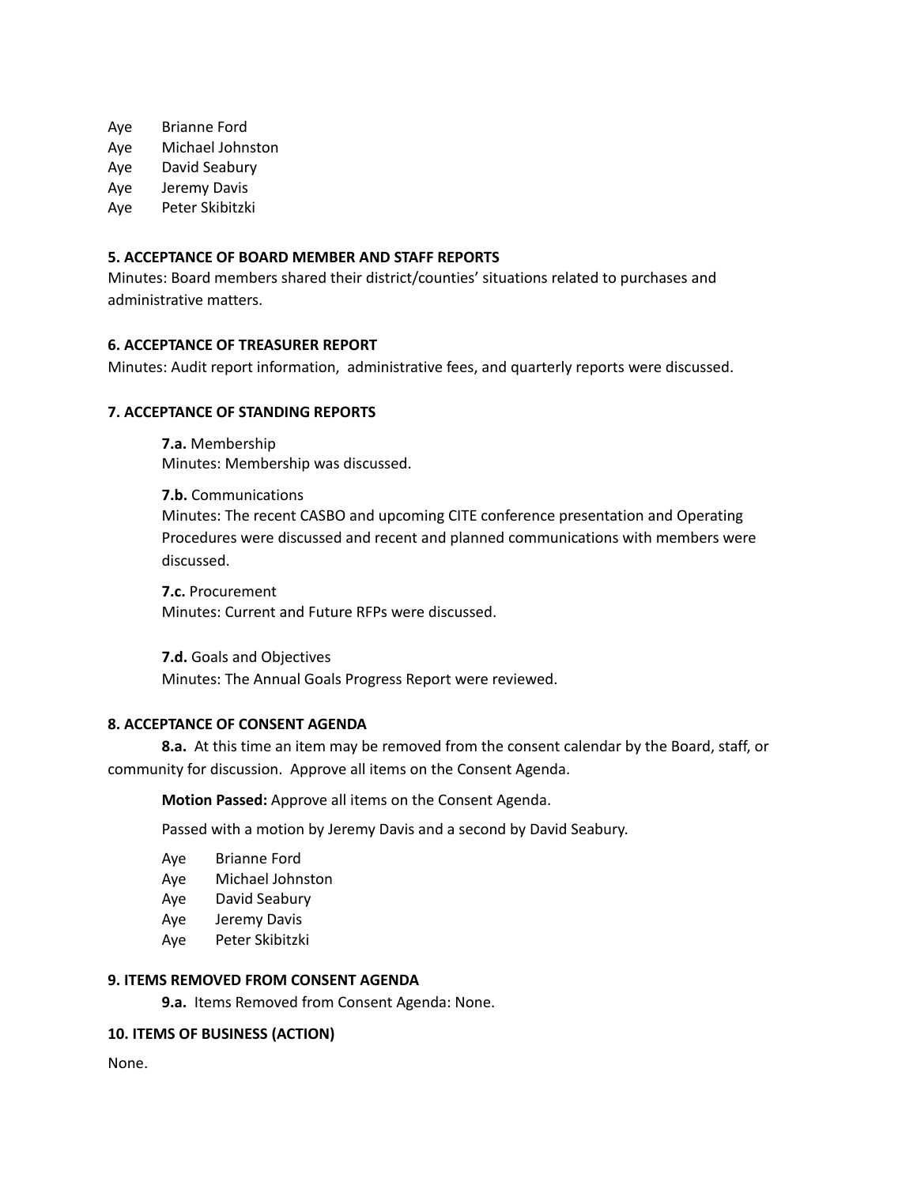Aye Brianne Ford
Aye Michael Johnston
Aye David Seabury
Aye Jeremy Davis
Aye Peter Skibitzki

**5. ACCEPTANCE OF BOARD MEMBER AND STAFF REPORTS**

Minutes: Board members shared their district/counties' situations related to purchases and administrative matters.

**6. ACCEPTANCE OF TREASURER REPORT**

Minutes: Audit report information, administrative fees, and quarterly reports were discussed.

**7. ACCEPTANCE OF STANDING REPORTS**

**7.a.** Membership
Minutes: Membership was discussed.

**7.b.** Communications
Minutes: The recent CASBO and upcoming CITE conference presentation and Operating Procedures were discussed and recent and planned communications with members were discussed.

**7.c.** Procurement
Minutes: Current and Future RFPs were discussed.

**7.d.** Goals and Objectives
Minutes: The Annual Goals Progress Report were reviewed.

**8. ACCEPTANCE OF CONSENT AGENDA**

**8.a.** At this time an item may be removed from the consent calendar by the Board, staff, or community for discussion. Approve all items on the Consent Agenda.

**Motion Passed:** Approve all items on the Consent Agenda.

Passed with a motion by Jeremy Davis and a second by David Seabury.

Aye Brianne Ford
Aye Michael Johnston
Aye David Seabury
Aye Jeremy Davis
Aye Peter Skibitzki

**9. ITEMS REMOVED FROM CONSENT AGENDA**

**9.a.** Items Removed from Consent Agenda: None.

**10. ITEMS OF BUSINESS (ACTION)**

None.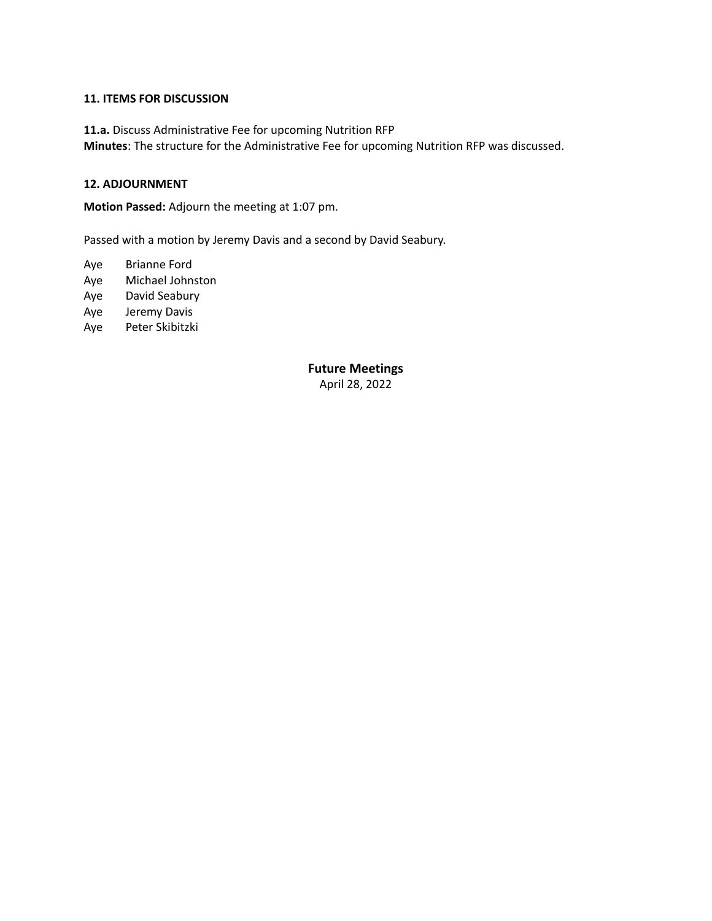**11. ITEMS FOR DISCUSSION**

**11.a.** Discuss Administrative Fee for upcoming Nutrition RFP
**Minutes**: The structure for the Administrative Fee for upcoming Nutrition RFP was discussed.

**12. ADJOURNMENT**

**Motion Passed:** Adjourn the meeting at 1:07 pm.

Passed with a motion by Jeremy Davis and a second by David Seabury.

Aye Brianne Ford
Aye Michael Johnston
Aye David Seabury
Aye Jeremy Davis
Aye Peter Skibitzki

**Future Meetings**

April 28, 2022